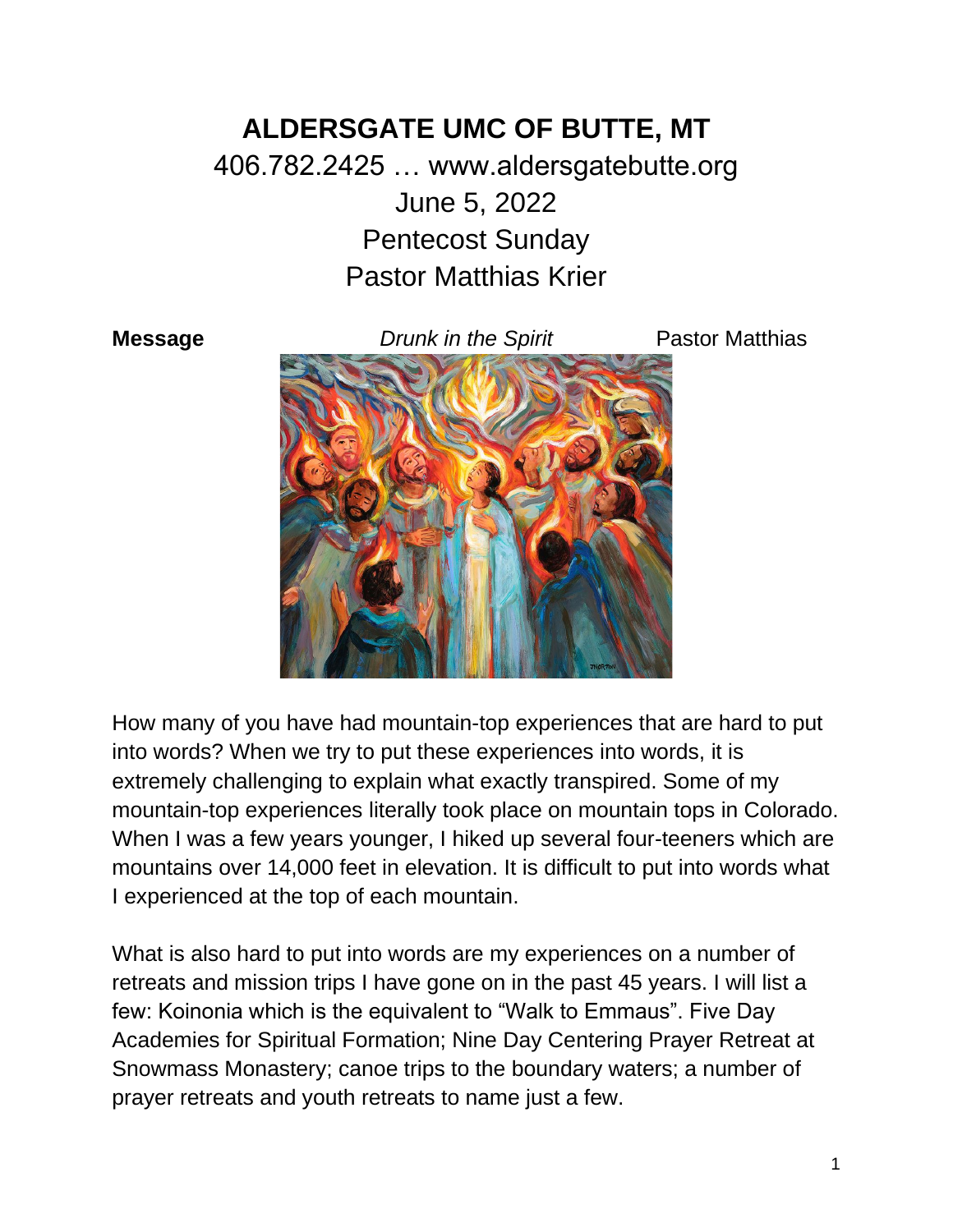# ALDERSGATE UMC OF BUTTE, MT

406.782.2425 … www.aldersgatebutte.org

June 5, 2022

Pentecost Sunday

Pastor Matthias Krier

**Message** *Drunk in the Spirit* Pastor Matthias

How many of you have had mountain-top experiences that are hard to put into words? When we try to put these experiences into words, it is extremely challenging to explain what exactly transpired. Some of my mountain-top experiences literally took place on mountain tops in Colorado. When I was a few years younger, I hiked up several four-teeners which are mountains over 14,000 feet in elevation. It is difficult to put into words what I experienced at the top of each mountain.

What is also hard to put into words are my experiences on a number of retreats and mission trips I have gone on in the past 45 years. I will list a few: Koinonia which is the equivalent to "Walk to Emmaus". Five Day Academies for Spiritual Formation; Nine Day Centering Prayer Retreat at Snowmass Monastery; canoe trips to the boundary waters; a number of prayer retreats and youth retreats to name just a few.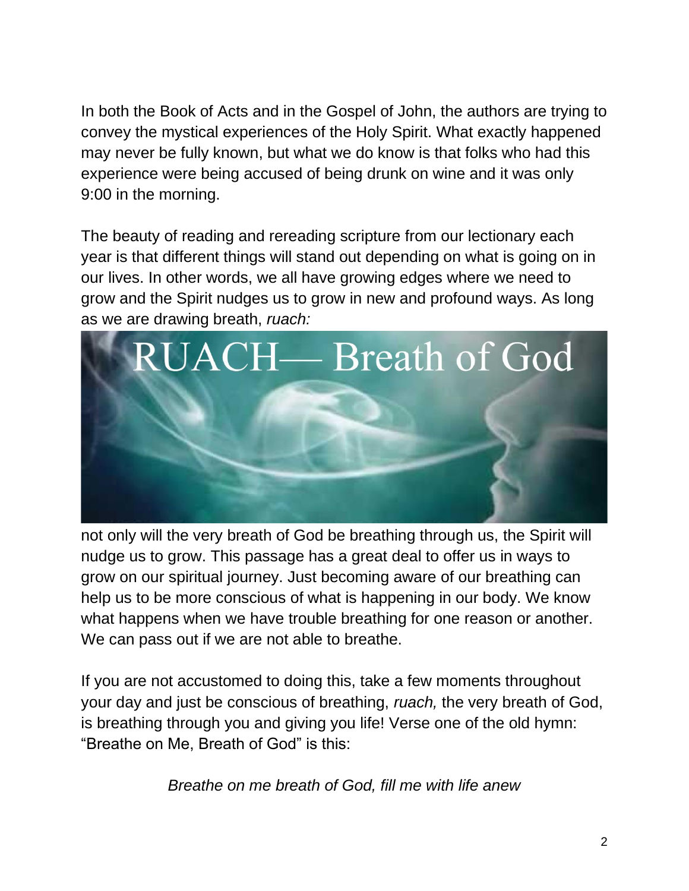In both the Book of Acts and in the Gospel of John, the authors are trying to convey the mystical experiences of the Holy Spirit. What exactly happened may never be fully known, but what we do know is that folks who had this experience were being accused of being drunk on wine and it was only 9:00 in the morning.

The beauty of reading and rereading scripture from our lectionary each year is that different things will stand out depending on what is going on in our lives. In other words, we all have growing edges where we need to grow and the Spirit nudges us to grow in new and profound ways. As long as we are drawing breath, *ruach:*

RUACH— Breath of God

not only will the very breath of God be breathing through us, the Spirit will nudge us to grow. This passage has a great deal to offer us in ways to grow on our spiritual journey. Just becoming aware of our breathing can help us to be more conscious of what is happening in our body. We know what happens when we have trouble breathing for one reason or another. We can pass out if we are not able to breathe.

If you are not accustomed to doing this, take a few moments throughout your day and just be conscious of breathing, *ruach,* the very breath of God, is breathing through you and giving you life! Verse one of the old hymn: "Breathe on Me, Breath of God" is this:

*Breathe on me breath of God, fill me with life anew*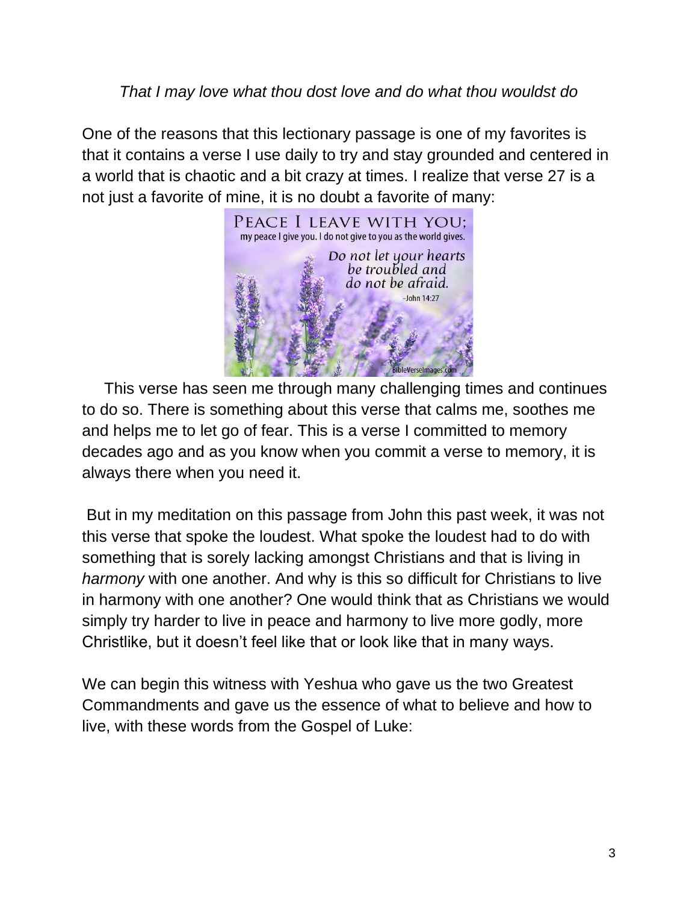*That I may love what thou dost love and do what thou wouldst do*

One of the reasons that this lectionary passage is one of my favorites is that it contains a verse I use daily to try and stay grounded and centered in a world that is chaotic and a bit crazy at times. I realize that verse 27 is a not just a favorite of mine, it is no doubt a favorite of many:

PEACE I LEAVE WITH YOU; my peace I give you. I do not give to you as the world gives. Do not let your hearts be troubled and do not be afraid. -John 14:27

This verse has seen me through many challenging times and continues to do so. There is something about this verse that calms me, soothes me and helps me to let go of fear. This is a verse I committed to memory decades ago and as you know when you commit a verse to memory, it is always there when you need it.

But in my meditation on this passage from John this past week, it was not this verse that spoke the loudest. What spoke the loudest had to do with something that is sorely lacking amongst Christians and that is living in *harmony* with one another. And why is this so difficult for Christians to live in harmony with one another? One would think that as Christians we would simply try harder to live in peace and harmony to live more godly, more Christlike, but it doesn't feel like that or look like that in many ways.

We can begin this witness with Yeshua who gave us the two Greatest Commandments and gave us the essence of what to believe and how to live, with these words from the Gospel of Luke: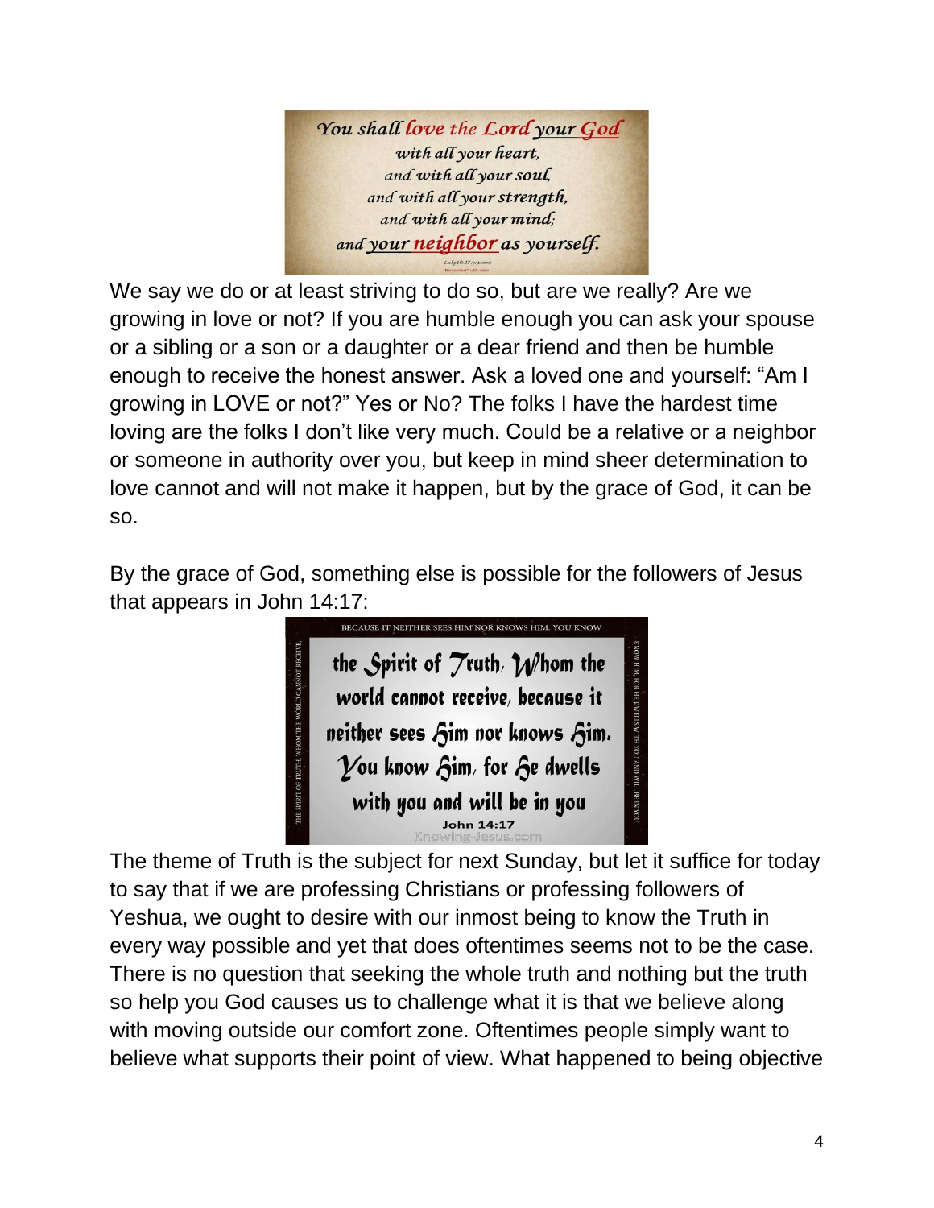You shall love the Lord your God
with all your heart,
and with all your soul,
and with all your strength,
and with all your mind;
and your neighbor as yourself.

We say we do or at least striving to do so, but are we really? Are we growing in love or not? If you are humble enough you can ask your spouse or a sibling or a son or a daughter or a dear friend and then be humble enough to receive the honest answer. Ask a loved one and yourself: "Am I growing in LOVE or not?" Yes or No? The folks I have the hardest time loving are the folks I don't like very much. Could be a relative or a neighbor or someone in authority over you, but keep in mind sheer determination to love cannot and will not make it happen, but by the grace of God, it can be so.

By the grace of God, something else is possible for the followers of Jesus that appears in John 14:17:

the Spirit of Truth, Whom the world cannot receive, because it neither sees Him nor knows Him. You know Him, for He dwells with you and will be in you

John 14:17

The theme of Truth is the subject for next Sunday, but let it suffice for today to say that if we are professing Christians or professing followers of Yeshua, we ought to desire with our inmost being to know the Truth in every way possible and yet that does oftentimes seems not to be the case. There is no question that seeking the whole truth and nothing but the truth so help you God causes us to challenge what it is that we believe along with moving outside our comfort zone. Oftentimes people simply want to believe what supports their point of view. What happened to being objective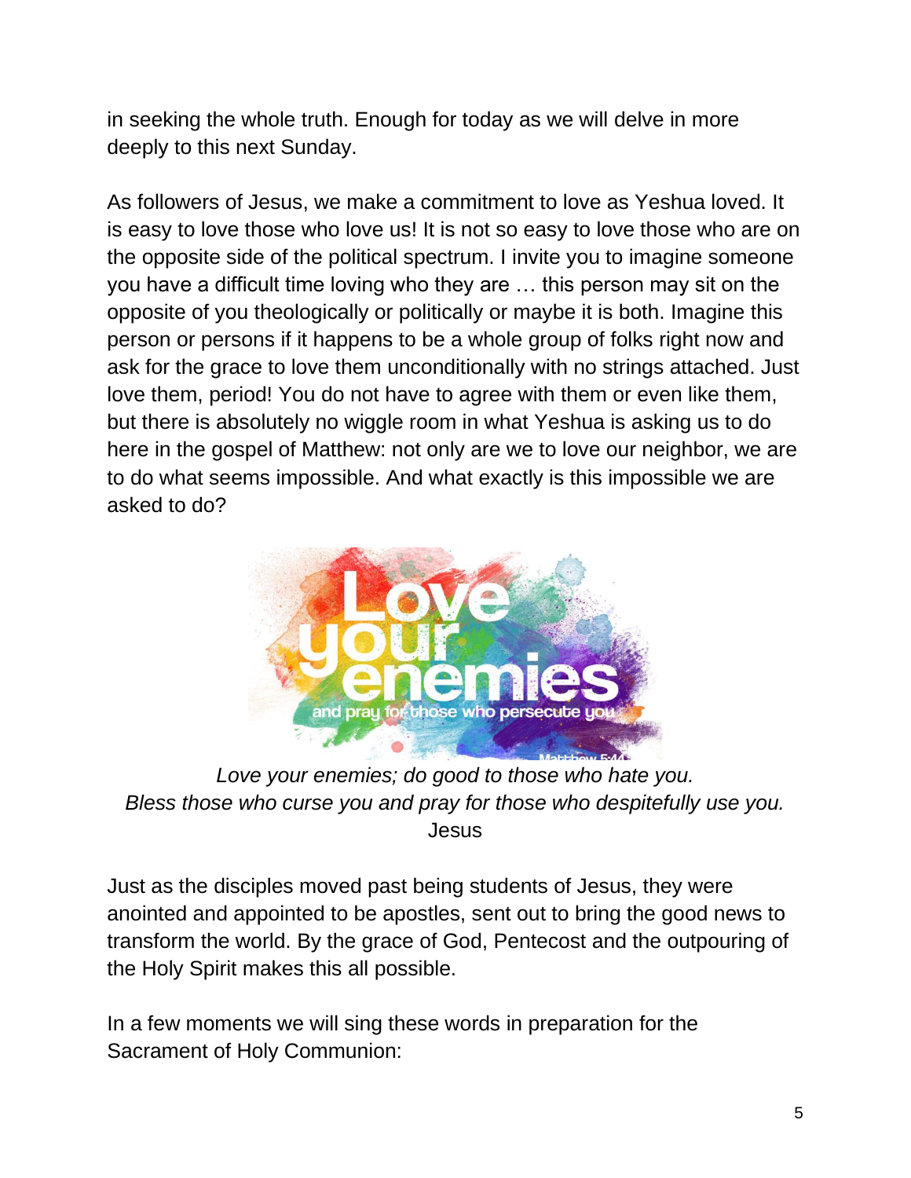in seeking the whole truth. Enough for today as we will delve in more deeply to this next Sunday.

As followers of Jesus, we make a commitment to love as Yeshua loved. It is easy to love those who love us! It is not so easy to love those who are on the opposite side of the political spectrum. I invite you to imagine someone you have a difficult time loving who they are … this person may sit on the opposite of you theologically or politically or maybe it is both. Imagine this person or persons if it happens to be a whole group of folks right now and ask for the grace to love them unconditionally with no strings attached. Just love them, period! You do not have to agree with them or even like them, but there is absolutely no wiggle room in what Yeshua is asking us to do here in the gospel of Matthew: not only are we to love our neighbor, we are to do what seems impossible. And what exactly is this impossible we are asked to do?

*Love your enemies; do good to those who hate you.*
*Bless those who curse you and pray for those who despitefully use you.*
Jesus

Just as the disciples moved past being students of Jesus, they were anointed and appointed to be apostles, sent out to bring the good news to transform the world. By the grace of God, Pentecost and the outpouring of the Holy Spirit makes this all possible.

In a few moments we will sing these words in preparation for the Sacrament of Holy Communion: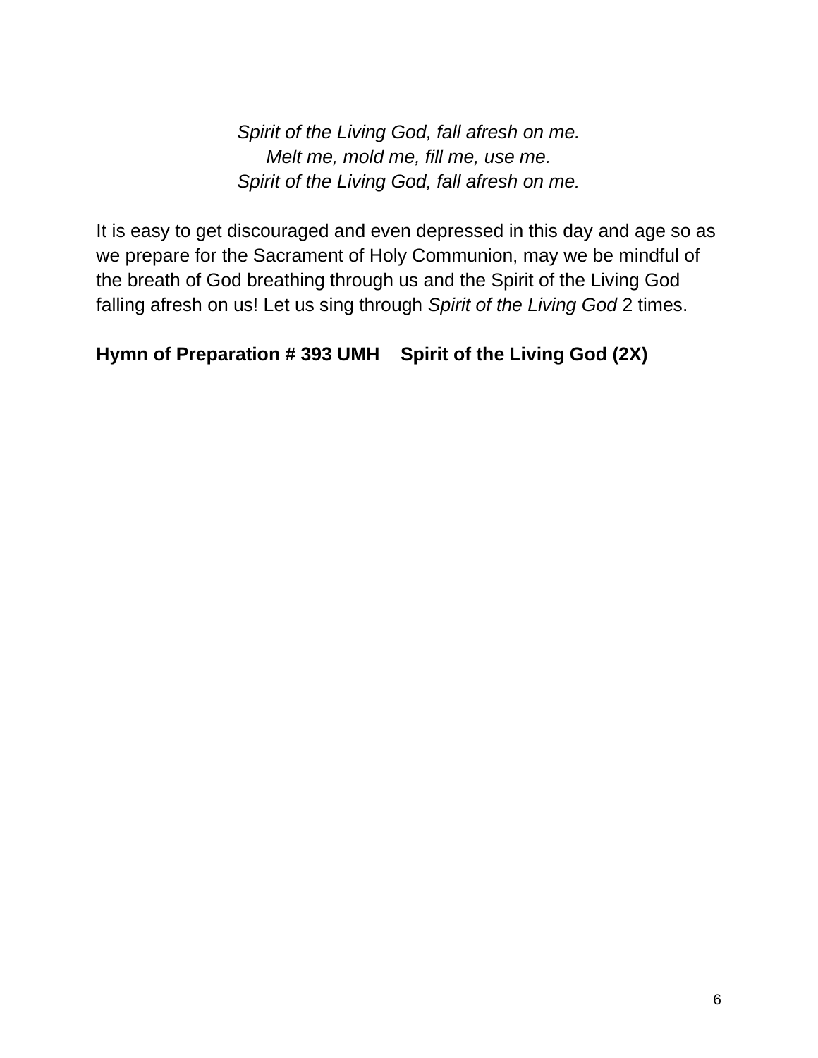*Spirit of the Living God, fall afresh on me.*  
*Melt me, mold me, fill me, use me.*  
*Spirit of the Living God, fall afresh on me.*

It is easy to get discouraged and even depressed in this day and age so as we prepare for the Sacrament of Holy Communion, may we be mindful of the breath of God breathing through us and the Spirit of the Living God falling afresh on us! Let us sing through *Spirit of the Living God* 2 times.

**Hymn of Preparation # 393 UMH    Spirit of the Living God (2X)**